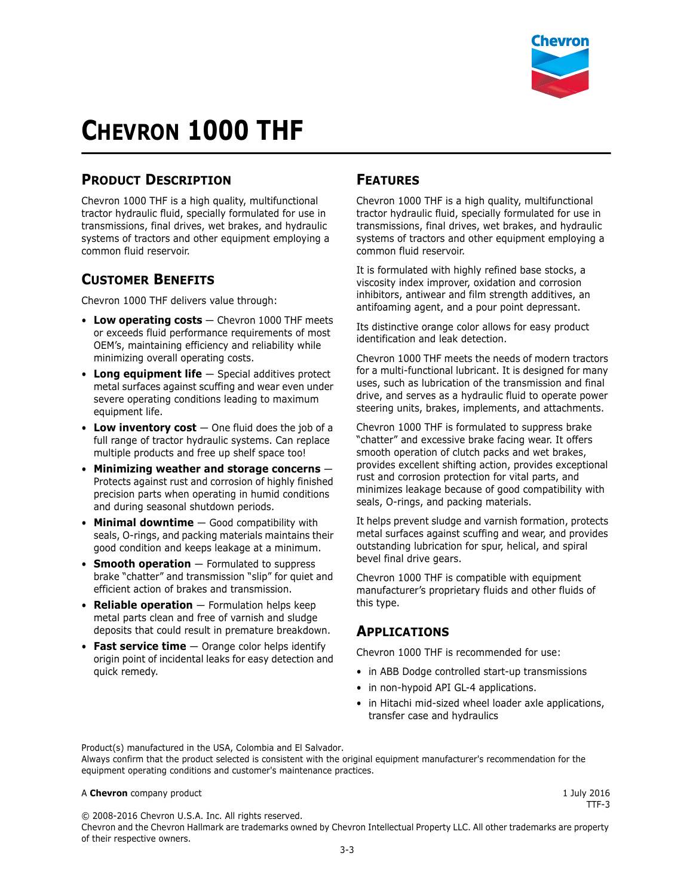# CHEVRON 1000 THF

## PRODUCT DESCRIPTION

Chevron 1000 THF is a high quality, multifunctional tractor hydraulic fluid, specially formulated for use in transmissions, final drives, wet brakes, and hydraulic systems of tractors and other equipment employing a common fluid reservoir.

## CUSTOMER BENEFITS

Chevron 1000 THF delivers value through:

- **Low operating costs** — Chevron 1000 THF meets or exceeds fluid performance requirements of most OEM's, maintaining efficiency and reliability while minimizing overall operating costs.
- **Long equipment life** — Special additives protect metal surfaces against scuffing and wear even under severe operating conditions leading to maximum equipment life.
- **Low inventory cost** — One fluid does the job of a full range of tractor hydraulic systems. Can replace multiple products and free up shelf space too!
- **Minimizing weather and storage concerns** — Protects against rust and corrosion of highly finished precision parts when operating in humid conditions and during seasonal shutdown periods.
- **Minimal downtime** — Good compatibility with seals, O-rings, and packing materials maintains their good condition and keeps leakage at a minimum.
- **Smooth operation** — Formulated to suppress brake "chatter" and transmission "slip" for quiet and efficient action of brakes and transmission.
- **Reliable operation** — Formulation helps keep metal parts clean and free of varnish and sludge deposits that could result in premature breakdown.
- **Fast service time** — Orange color helps identify origin point of incidental leaks for easy detection and quick remedy.

## FEATURES

Chevron 1000 THF is a high quality, multifunctional tractor hydraulic fluid, specially formulated for use in transmissions, final drives, wet brakes, and hydraulic systems of tractors and other equipment employing a common fluid reservoir.

It is formulated with highly refined base stocks, a viscosity index improver, oxidation and corrosion inhibitors, antiwear and film strength additives, an antifoaming agent, and a pour point depressant.

Its distinctive orange color allows for easy product identification and leak detection.

Chevron 1000 THF meets the needs of modern tractors for a multi-functional lubricant. It is designed for many uses, such as lubrication of the transmission and final drive, and serves as a hydraulic fluid to operate power steering units, brakes, implements, and attachments.

Chevron 1000 THF is formulated to suppress brake "chatter" and excessive brake facing wear. It offers smooth operation of clutch packs and wet brakes, provides excellent shifting action, provides exceptional rust and corrosion protection for vital parts, and minimizes leakage because of good compatibility with seals, O-rings, and packing materials.

It helps prevent sludge and varnish formation, protects metal surfaces against scuffing and wear, and provides outstanding lubrication for spur, helical, and spiral bevel final drive gears.

Chevron 1000 THF is compatible with equipment manufacturer's proprietary fluids and other fluids of this type.

## APPLICATIONS

Chevron 1000 THF is recommended for use:

- in ABB Dodge controlled start-up transmissions
- in non-hypoid API GL-4 applications.
- in Hitachi mid-sized wheel loader axle applications, transfer case and hydraulics

Product(s) manufactured in the USA, Colombia and El Salvador.
Always confirm that the product selected is consistent with the original equipment manufacturer's recommendation for the equipment operating conditions and customer's maintenance practices.

A **Chevron** company product

1 July 2016
TTF-3

© 2008-2016 Chevron U.S.A. Inc. All rights reserved.
Chevron and the Chevron Hallmark are trademarks owned by Chevron Intellectual Property LLC. All other trademarks are property of their respective owners.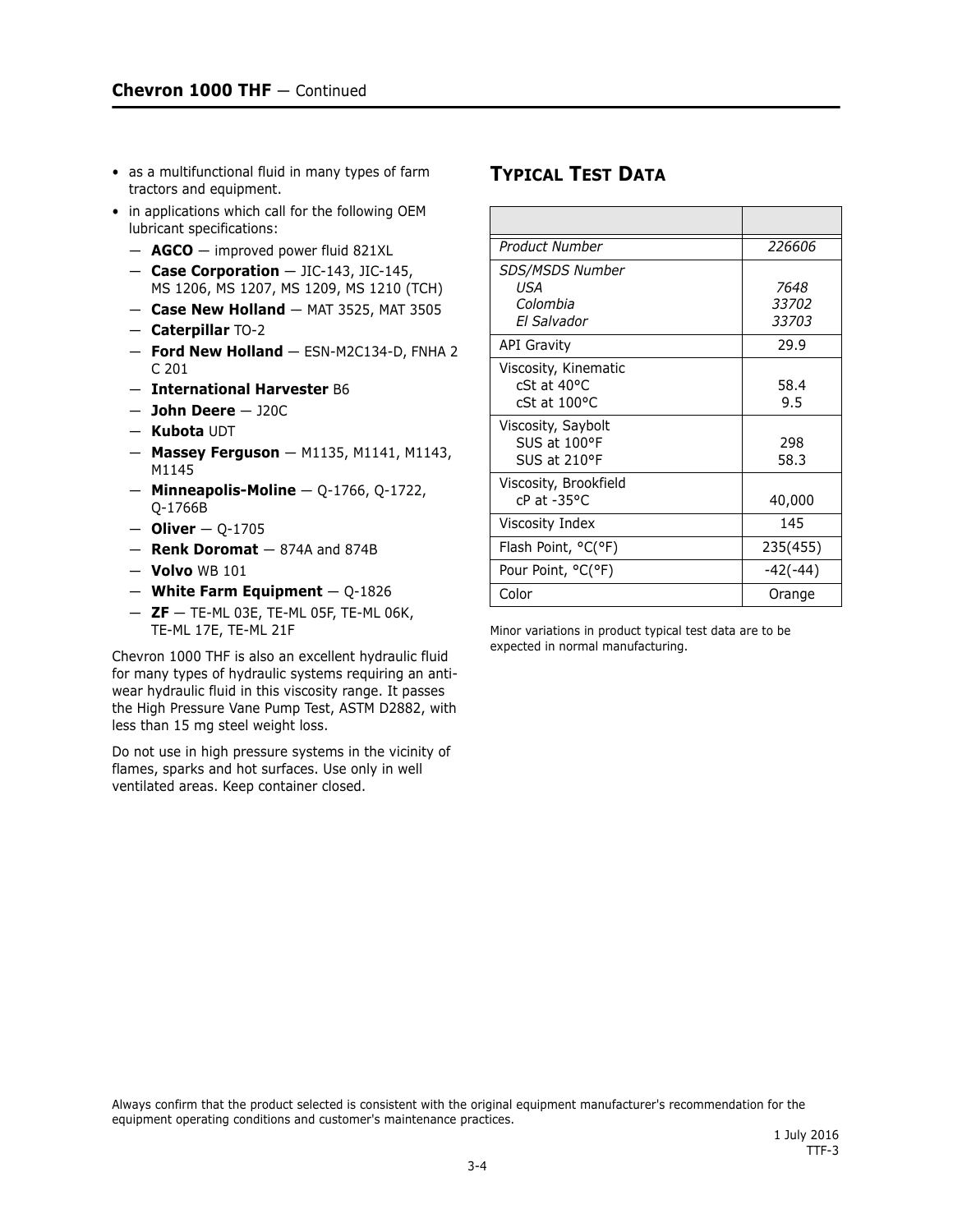- as a multifunctional fluid in many types of farm tractors and equipment.
- in applications which call for the following OEM lubricant specifications:
  - **AGCO** — improved power fluid 821XL
  - **Case Corporation** — JIC-143, JIC-145, MS 1206, MS 1207, MS 1209, MS 1210 (TCH)
  - **Case New Holland** — MAT 3525, MAT 3505
  - **Caterpillar** TO-2
  - **Ford New Holland** — ESN-M2C134-D, FNHA 2 C 201
  - **International Harvester** B6
  - **John Deere** — J20C
  - **Kubota** UDT
  - **Massey Ferguson** — M1135, M1141, M1143, M1145
  - **Minneapolis-Moline** — Q-1766, Q-1722, Q-1766B
  - **Oliver** — Q-1705
  - **Renk Doromat** — 874A and 874B
  - **Volvo** WB 101
  - **White Farm Equipment** — Q-1826
  - **ZF** — TE-ML 03E, TE-ML 05F, TE-ML 06K, TE-ML 17E, TE-ML 21F

Chevron 1000 THF is also an excellent hydraulic fluid for many types of hydraulic systems requiring an anti-wear hydraulic fluid in this viscosity range. It passes the High Pressure Vane Pump Test, ASTM D2882, with less than 15 mg steel weight loss.

Do not use in high pressure systems in the vicinity of flames, sparks and hot surfaces. Use only in well ventilated areas. Keep container closed.

## Typical Test Data

| | |
|---|---|
| *Product Number* | *226606* |
| *SDS/MSDS Number*<br>*USA*<br>*Colombia*<br>*El Salvador* | <br>*7648*<br>*33702*<br>*33703* |
| API Gravity | 29.9 |
| Viscosity, Kinematic<br>cSt at 40°C<br>cSt at 100°C | <br>58.4<br>9.5 |
| Viscosity, Saybolt<br>SUS at 100°F<br>SUS at 210°F | <br>298<br>58.3 |
| Viscosity, Brookfield<br>cP at -35°C | <br>40,000 |
| Viscosity Index | 145 |
| Flash Point, °C(°F) | 235(455) |
| Pour Point, °C(°F) | -42(-44) |
| Color | Orange |

Minor variations in product typical test data are to be expected in normal manufacturing.

Always confirm that the product selected is consistent with the original equipment manufacturer's recommendation for the equipment operating conditions and customer's maintenance practices.

1 July 2016
TTF-3